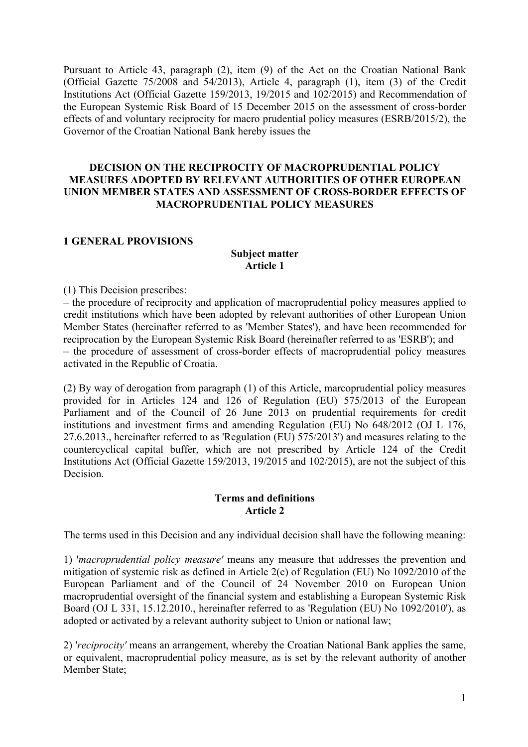Pursuant to Article 43, paragraph (2), item (9) of the Act on the Croatian National Bank (Official Gazette 75/2008 and 54/2013), Article 4, paragraph (1), item (3) of the Credit Institutions Act (Official Gazette 159/2013, 19/2015 and 102/2015) and Recommendation of the European Systemic Risk Board of 15 December 2015 on the assessment of cross-border effects of and voluntary reciprocity for macro prudential policy measures (ESRB/2015/2), the Governor of the Croatian National Bank hereby issues the

# DECISION ON THE RECIPROCITY OF MACROPRUDENTIAL POLICY MEASURES ADOPTED BY RELEVANT AUTHORITIES OF OTHER EUROPEAN UNION MEMBER STATES AND ASSESSMENT OF CROSS-BORDER EFFECTS OF MACROPRUDENTIAL POLICY MEASURES

## 1 GENERAL PROVISIONS

### Subject matter
### Article 1

(1) This Decision prescribes:
– the procedure of reciprocity and application of macroprudential policy measures applied to credit institutions which have been adopted by relevant authorities of other European Union Member States (hereinafter referred to as 'Member States'), and have been recommended for reciprocation by the European Systemic Risk Board (hereinafter referred to as 'ESRB'); and
– the procedure of assessment of cross-border effects of macroprudential policy measures activated in the Republic of Croatia.

(2) By way of derogation from paragraph (1) of this Article, marcoprudential policy measures provided for in Articles 124 and 126 of Regulation (EU) 575/2013 of the European Parliament and of the Council of 26 June 2013 on prudential requirements for credit institutions and investment firms and amending Regulation (EU) No 648/2012 (OJ L 176, 27.6.2013., hereinafter referred to as 'Regulation (EU) 575/2013') and measures relating to the countercyclical capital buffer, which are not prescribed by Article 124 of the Credit Institutions Act (Official Gazette 159/2013, 19/2015 and 102/2015), are not the subject of this Decision.

### Terms and definitions
### Article 2

The terms used in this Decision and any individual decision shall have the following meaning:

1) '*macroprudential policy measure'* means any measure that addresses the prevention and mitigation of systemic risk as defined in Article 2(c) of Regulation (EU) No 1092/2010 of the European Parliament and of the Council of 24 November 2010 on European Union macroprudential oversight of the financial system and establishing a European Systemic Risk Board (OJ L 331, 15.12.2010., hereinafter referred to as 'Regulation (EU) No 1092/2010'), as adopted or activated by a relevant authority subject to Union or national law;

2) '*reciprocity'* means an arrangement, whereby the Croatian National Bank applies the same, or equivalent, macroprudential policy measure, as is set by the relevant authority of another Member State;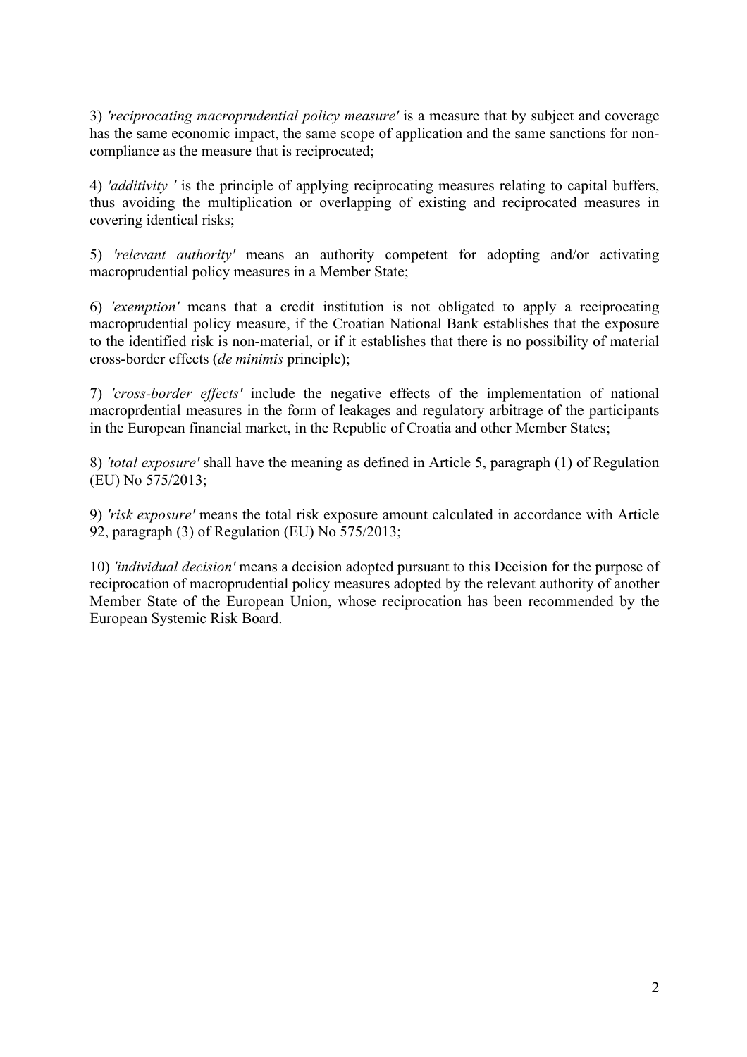3) *'reciprocating macroprudential policy measure'* is a measure that by subject and coverage has the same economic impact, the same scope of application and the same sanctions for non-compliance as the measure that is reciprocated;

4) *'additivity '* is the principle of applying reciprocating measures relating to capital buffers, thus avoiding the multiplication or overlapping of existing and reciprocated measures in covering identical risks;

5) *'relevant authority'* means an authority competent for adopting and/or activating macroprudential policy measures in a Member State;

6) *'exemption'* means that a credit institution is not obligated to apply a reciprocating macroprudential policy measure, if the Croatian National Bank establishes that the exposure to the identified risk is non-material, or if it establishes that there is no possibility of material cross-border effects (*de minimis* principle);

7) *'cross-border effects'* include the negative effects of the implementation of national macroprdential measures in the form of leakages and regulatory arbitrage of the participants in the European financial market, in the Republic of Croatia and other Member States;

8) *'total exposure'* shall have the meaning as defined in Article 5, paragraph (1) of Regulation (EU) No 575/2013;

9) *'risk exposure'* means the total risk exposure amount calculated in accordance with Article 92, paragraph (3) of Regulation (EU) No 575/2013;

10) *'individual decision'* means a decision adopted pursuant to this Decision for the purpose of reciprocation of macroprudential policy measures adopted by the relevant authority of another Member State of the European Union, whose reciprocation has been recommended by the European Systemic Risk Board.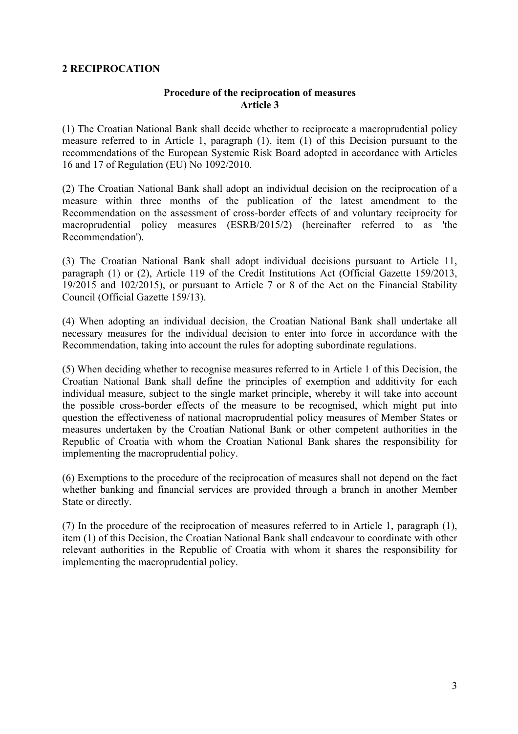## 2 RECIPROCATION

### Procedure of the reciprocation of measures
### Article 3

(1) The Croatian National Bank shall decide whether to reciprocate a macroprudential policy measure referred to in Article 1, paragraph (1), item (1) of this Decision pursuant to the recommendations of the European Systemic Risk Board adopted in accordance with Articles 16 and 17 of Regulation (EU) No 1092/2010.

(2) The Croatian National Bank shall adopt an individual decision on the reciprocation of a measure within three months of the publication of the latest amendment to the Recommendation on the assessment of cross-border effects of and voluntary reciprocity for macroprudential policy measures (ESRB/2015/2) (hereinafter referred to as 'the Recommendation').

(3) The Croatian National Bank shall adopt individual decisions pursuant to Article 11, paragraph (1) or (2), Article 119 of the Credit Institutions Act (Official Gazette 159/2013, 19/2015 and 102/2015), or pursuant to Article 7 or 8 of the Act on the Financial Stability Council (Official Gazette 159/13).

(4) When adopting an individual decision, the Croatian National Bank shall undertake all necessary measures for the individual decision to enter into force in accordance with the Recommendation, taking into account the rules for adopting subordinate regulations.

(5) When deciding whether to recognise measures referred to in Article 1 of this Decision, the Croatian National Bank shall define the principles of exemption and additivity for each individual measure, subject to the single market principle, whereby it will take into account the possible cross-border effects of the measure to be recognised, which might put into question the effectiveness of national macroprudential policy measures of Member States or measures undertaken by the Croatian National Bank or other competent authorities in the Republic of Croatia with whom the Croatian National Bank shares the responsibility for implementing the macroprudential policy.

(6) Exemptions to the procedure of the reciprocation of measures shall not depend on the fact whether banking and financial services are provided through a branch in another Member State or directly.

(7) In the procedure of the reciprocation of measures referred to in Article 1, paragraph (1), item (1) of this Decision, the Croatian National Bank shall endeavour to coordinate with other relevant authorities in the Republic of Croatia with whom it shares the responsibility for implementing the macroprudential policy.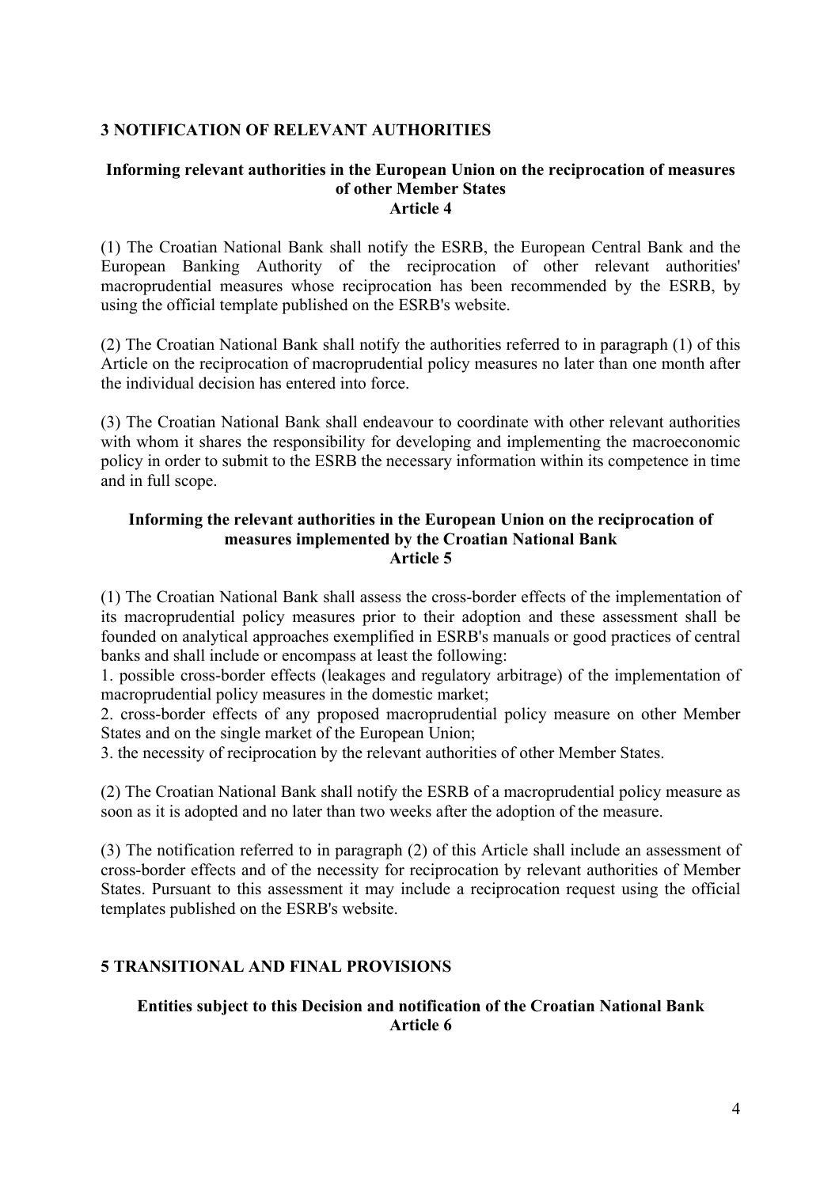## 3 NOTIFICATION OF RELEVANT AUTHORITIES

### Informing relevant authorities in the European Union on the reciprocation of measures of other Member States
### Article 4

(1) The Croatian National Bank shall notify the ESRB, the European Central Bank and the European Banking Authority of the reciprocation of other relevant authorities' macroprudential measures whose reciprocation has been recommended by the ESRB, by using the official template published on the ESRB's website.

(2) The Croatian National Bank shall notify the authorities referred to in paragraph (1) of this Article on the reciprocation of macroprudential policy measures no later than one month after the individual decision has entered into force.

(3) The Croatian National Bank shall endeavour to coordinate with other relevant authorities with whom it shares the responsibility for developing and implementing the macroeconomic policy in order to submit to the ESRB the necessary information within its competence in time and in full scope.

### Informing the relevant authorities in the European Union on the reciprocation of measures implemented by the Croatian National Bank
### Article 5

(1) The Croatian National Bank shall assess the cross-border effects of the implementation of its macroprudential policy measures prior to their adoption and these assessment shall be founded on analytical approaches exemplified in ESRB's manuals or good practices of central banks and shall include or encompass at least the following:

1. possible cross-border effects (leakages and regulatory arbitrage) of the implementation of macroprudential policy measures in the domestic market;
2. cross-border effects of any proposed macroprudential policy measure on other Member States and on the single market of the European Union;
3. the necessity of reciprocation by the relevant authorities of other Member States.

(2) The Croatian National Bank shall notify the ESRB of a macroprudential policy measure as soon as it is adopted and no later than two weeks after the adoption of the measure.

(3) The notification referred to in paragraph (2) of this Article shall include an assessment of cross-border effects and of the necessity for reciprocation by relevant authorities of Member States. Pursuant to this assessment it may include a reciprocation request using the official templates published on the ESRB's website.

## 5 TRANSITIONAL AND FINAL PROVISIONS

### Entities subject to this Decision and notification of the Croatian National Bank
### Article 6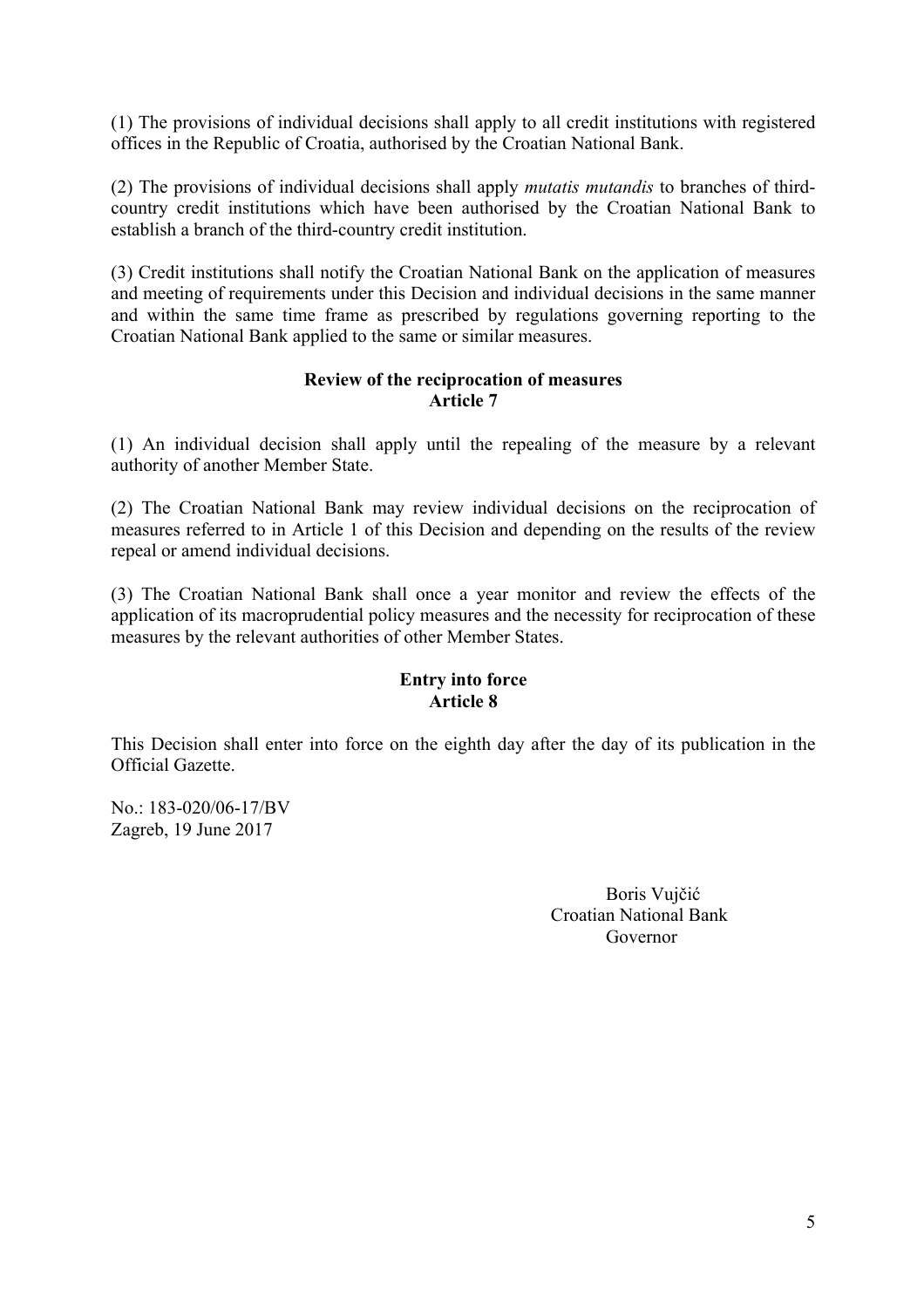(1) The provisions of individual decisions shall apply to all credit institutions with registered offices in the Republic of Croatia, authorised by the Croatian National Bank.

(2) The provisions of individual decisions shall apply *mutatis mutandis* to branches of third-country credit institutions which have been authorised by the Croatian National Bank to establish a branch of the third-country credit institution.

(3) Credit institutions shall notify the Croatian National Bank on the application of measures and meeting of requirements under this Decision and individual decisions in the same manner and within the same time frame as prescribed by regulations governing reporting to the Croatian National Bank applied to the same or similar measures.

**Review of the reciprocation of measures**
**Article 7**

(1) An individual decision shall apply until the repealing of the measure by a relevant authority of another Member State.

(2) The Croatian National Bank may review individual decisions on the reciprocation of measures referred to in Article 1 of this Decision and depending on the results of the review repeal or amend individual decisions.

(3) The Croatian National Bank shall once a year monitor and review the effects of the application of its macroprudential policy measures and the necessity for reciprocation of these measures by the relevant authorities of other Member States.

**Entry into force**
**Article 8**

This Decision shall enter into force on the eighth day after the day of its publication in the Official Gazette.

No.: 183-020/06-17/BV
Zagreb, 19 June 2017

Boris Vujčić
Croatian National Bank
Governor